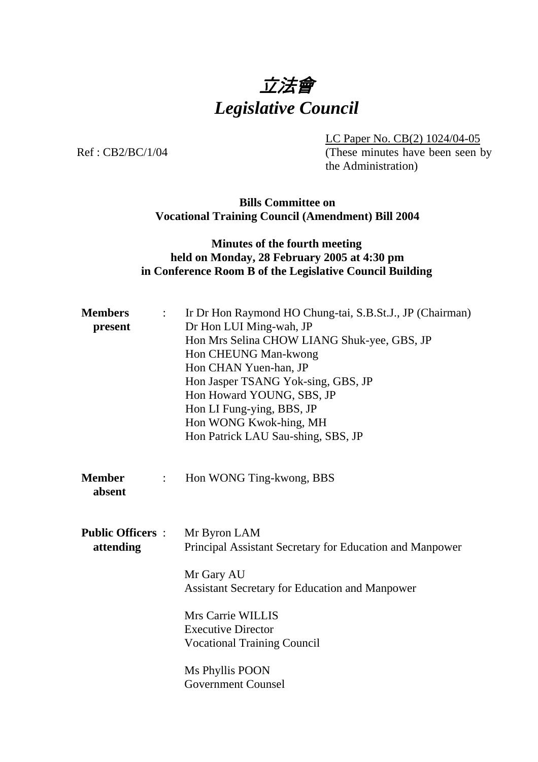# *立法會*
# *Legislative Council*

LC Paper No. CB(2) 1024/04-05
(These minutes have been seen by the Administration)

Ref : CB2/BC/1/04

**Bills Committee on**
**Vocational Training Council (Amendment) Bill 2004**

**Minutes of the fourth meeting**
**held on Monday, 28 February 2005 at 4:30 pm**
**in Conference Room B of the Legislative Council Building**

| | | |
|---|---|---|
| **Members present** | : | Ir Dr Hon Raymond HO Chung-tai, S.B.St.J., JP (Chairman)<br>Dr Hon LUI Ming-wah, JP<br>Hon Mrs Selina CHOW LIANG Shuk-yee, GBS, JP<br>Hon CHEUNG Man-kwong<br>Hon CHAN Yuen-han, JP<br>Hon Jasper TSANG Yok-sing, GBS, JP<br>Hon Howard YOUNG, SBS, JP<br>Hon LI Fung-ying, BBS, JP<br>Hon WONG Kwok-hing, MH<br>Hon Patrick LAU Sau-shing, SBS, JP |
| **Member absent** | : | Hon WONG Ting-kwong, BBS |
| **Public Officers attending** | : | Mr Byron LAM<br>Principal Assistant Secretary for Education and Manpower<br><br>Mr Gary AU<br>Assistant Secretary for Education and Manpower<br><br>Mrs Carrie WILLIS<br>Executive Director<br>Vocational Training Council<br><br>Ms Phyllis POON<br>Government Counsel |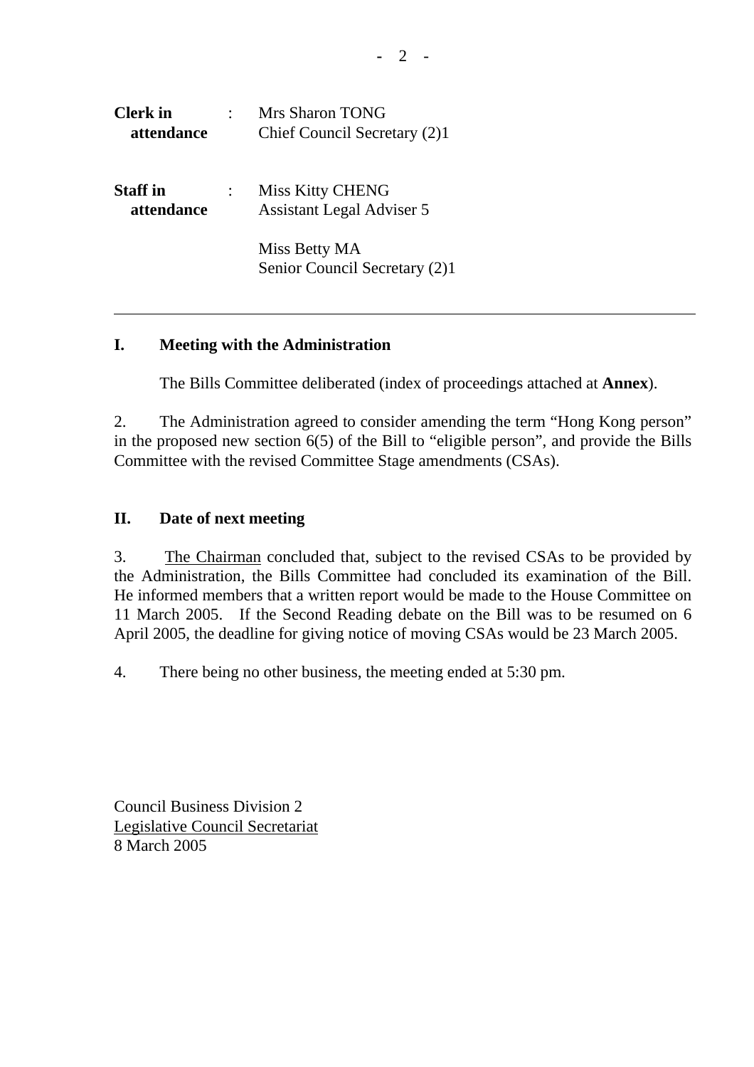| | | |
|---|---|---|
| **Clerk in attendance** | : | Mrs Sharon TONG<br>Chief Council Secretary (2)1 |
| **Staff in attendance** | : | Miss Kitty CHENG<br>Assistant Legal Adviser 5<br><br>Miss Betty MA<br>Senior Council Secretary (2)1 |

---

## I. Meeting with the Administration

The Bills Committee deliberated (index of proceedings attached at **Annex**).

2. The Administration agreed to consider amending the term "Hong Kong person" in the proposed new section 6(5) of the Bill to "eligible person", and provide the Bills Committee with the revised Committee Stage amendments (CSAs).

## II. Date of next meeting

3. The Chairman concluded that, subject to the revised CSAs to be provided by the Administration, the Bills Committee had concluded its examination of the Bill. He informed members that a written report would be made to the House Committee on 11 March 2005. If the Second Reading debate on the Bill was to be resumed on 6 April 2005, the deadline for giving notice of moving CSAs would be 23 March 2005.

4. There being no other business, the meeting ended at 5:30 pm.

Council Business Division 2
Legislative Council Secretariat
8 March 2005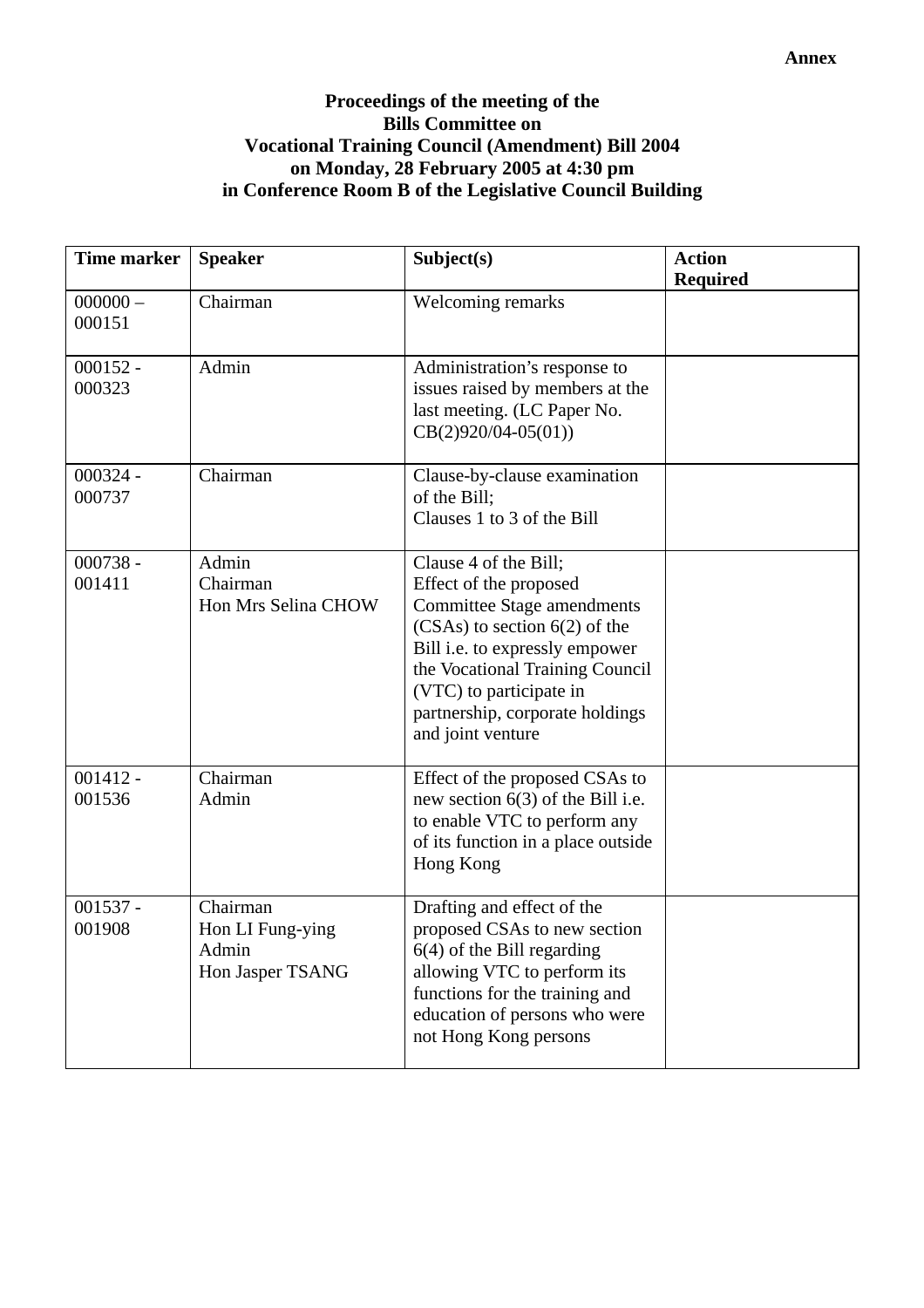**Annex**

**Proceedings of the meeting of the Bills Committee on Vocational Training Council (Amendment) Bill 2004 on Monday, 28 February 2005 at 4:30 pm in Conference Room B of the Legislative Council Building**

| Time marker | Speaker | Subject(s) | Action Required |
|---|---|---|---|
| 000000 – 000151 | Chairman | Welcoming remarks | |
| 000152 - 000323 | Admin | Administration's response to issues raised by members at the last meeting. (LC Paper No. CB(2)920/04-05(01)) | |
| 000324 - 000737 | Chairman | Clause-by-clause examination of the Bill;<br>Clauses 1 to 3 of the Bill | |
| 000738 - 001411 | Admin<br>Chairman<br>Hon Mrs Selina CHOW | Clause 4 of the Bill;<br>Effect of the proposed Committee Stage amendments (CSAs) to section 6(2) of the Bill i.e. to expressly empower the Vocational Training Council (VTC) to participate in partnership, corporate holdings and joint venture | |
| 001412 - 001536 | Chairman<br>Admin | Effect of the proposed CSAs to new section 6(3) of the Bill i.e. to enable VTC to perform any of its function in a place outside Hong Kong | |
| 001537 - 001908 | Chairman<br>Hon LI Fung-ying<br>Admin<br>Hon Jasper TSANG | Drafting and effect of the proposed CSAs to new section 6(4) of the Bill regarding allowing VTC to perform its functions for the training and education of persons who were not Hong Kong persons | |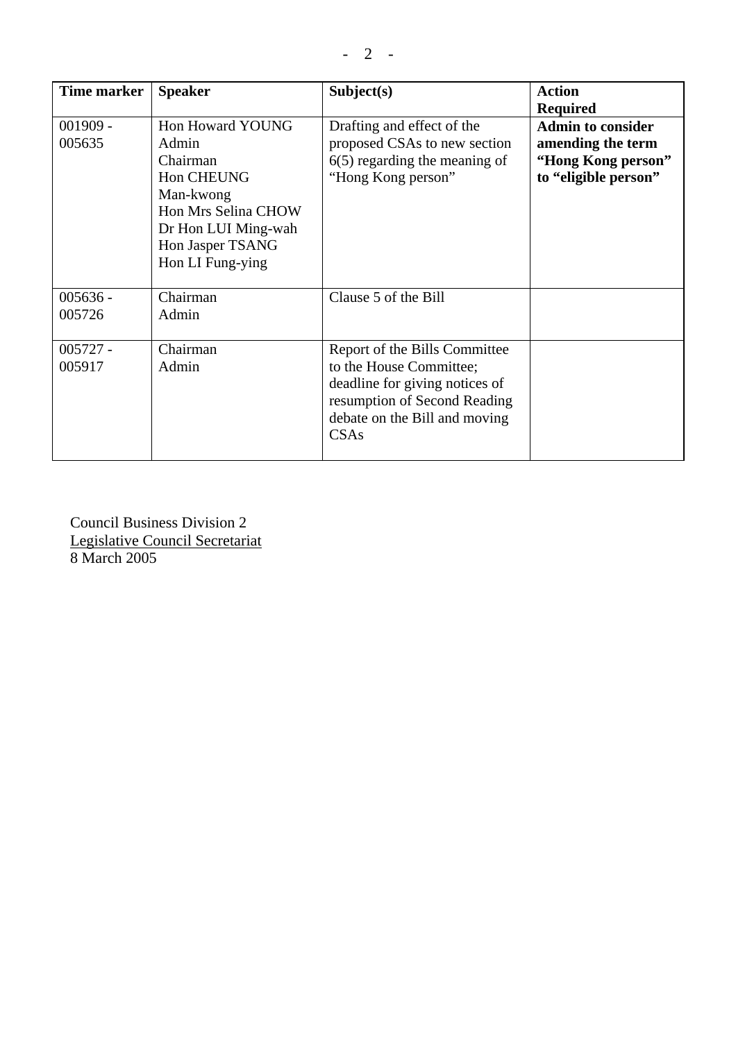| Time marker | Speaker | Subject(s) | Action Required |
|---|---|---|---|
| 001909 - 005635 | Hon Howard YOUNG<br>Admin<br>Chairman<br>Hon CHEUNG Man-kwong<br>Hon Mrs Selina CHOW<br>Dr Hon LUI Ming-wah<br>Hon Jasper TSANG<br>Hon LI Fung-ying | Drafting and effect of the proposed CSAs to new section 6(5) regarding the meaning of "Hong Kong person" | **Admin to consider amending the term "Hong Kong person" to "eligible person"** |
| 005636 - 005726 | Chairman<br>Admin | Clause 5 of the Bill | |
| 005727 - 005917 | Chairman<br>Admin | Report of the Bills Committee to the House Committee; deadline for giving notices of resumption of Second Reading debate on the Bill and moving CSAs | |

Council Business Division 2
Legislative Council Secretariat
8 March 2005